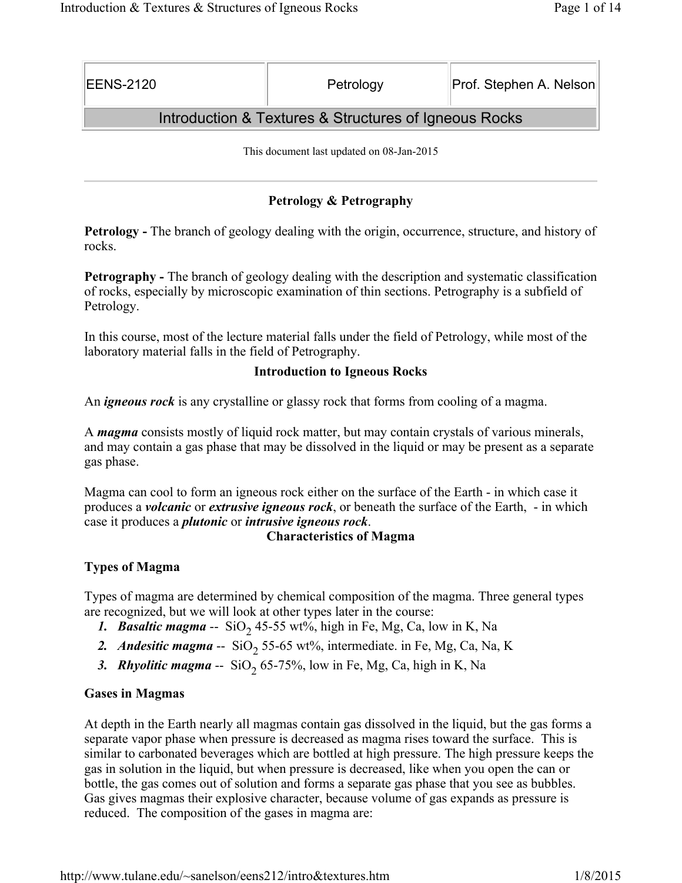| EENS-2120 | Petrology | Prof. Stephen A. Nelson |
| --- | --- | --- |
| Introduction & Textures & Structures of Igneous Rocks | | |

This document last updated on 08-Jan-2015

---

## Petrology & Petrography

**Petrology -** The branch of geology dealing with the origin, occurrence, structure, and history of rocks.

**Petrography -** The branch of geology dealing with the description and systematic classification of rocks, especially by microscopic examination of thin sections. Petrography is a subfield of Petrology.

In this course, most of the lecture material falls under the field of Petrology, while most of the laboratory material falls in the field of Petrography.

## Introduction to Igneous Rocks

An ***igneous rock*** is any crystalline or glassy rock that forms from cooling of a magma.

A ***magma*** consists mostly of liquid rock matter, but may contain crystals of various minerals, and may contain a gas phase that may be dissolved in the liquid or may be present as a separate gas phase.

Magma can cool to form an igneous rock either on the surface of the Earth - in which case it produces a ***volcanic*** or ***extrusive igneous rock***, or beneath the surface of the Earth, - in which case it produces a ***plutonic*** or ***intrusive igneous rock***.

## Characteristics of Magma

### Types of Magma

Types of magma are determined by chemical composition of the magma. Three general types are recognized, but we will look at other types later in the course:

1. ***Basaltic magma*** -- $SiO_2$ 45-55 wt%, high in Fe, Mg, Ca, low in K, Na
2. ***Andesitic magma*** -- $SiO_2$ 55-65 wt%, intermediate. in Fe, Mg, Ca, Na, K
3. ***Rhyolitic magma*** -- $SiO_2$ 65-75%, low in Fe, Mg, Ca, high in K, Na

### Gases in Magmas

At depth in the Earth nearly all magmas contain gas dissolved in the liquid, but the gas forms a separate vapor phase when pressure is decreased as magma rises toward the surface. This is similar to carbonated beverages which are bottled at high pressure. The high pressure keeps the gas in solution in the liquid, but when pressure is decreased, like when you open the can or bottle, the gas comes out of solution and forms a separate gas phase that you see as bubbles. Gas gives magmas their explosive character, because volume of gas expands as pressure is reduced. The composition of the gases in magma are: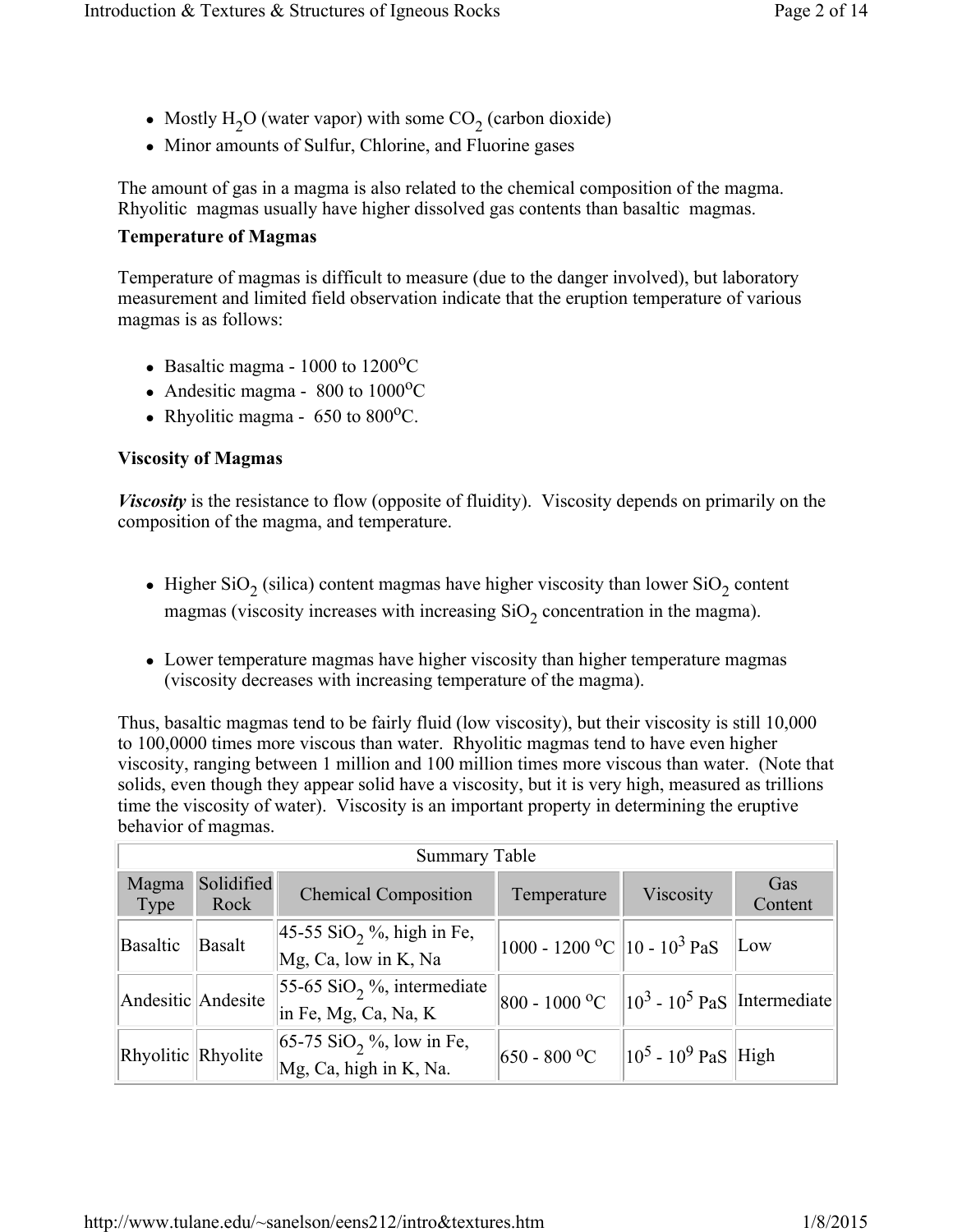- Mostly $H_2O$ (water vapor) with some $CO_2$ (carbon dioxide)
- Minor amounts of Sulfur, Chlorine, and Fluorine gases

The amount of gas in a magma is also related to the chemical composition of the magma. Rhyolitic magmas usually have higher dissolved gas contents than basaltic magmas.

**Temperature of Magmas**

Temperature of magmas is difficult to measure (due to the danger involved), but laboratory measurement and limited field observation indicate that the eruption temperature of various magmas is as follows:

- Basaltic magma - 1000 to 1200°C
- Andesitic magma - 800 to 1000°C
- Rhyolitic magma - 650 to 800°C.

**Viscosity of Magmas**

***Viscosity*** is the resistance to flow (opposite of fluidity). Viscosity depends on primarily on the composition of the magma, and temperature.

- Higher $SiO_2$ (silica) content magmas have higher viscosity than lower $SiO_2$ content magmas (viscosity increases with increasing $SiO_2$ concentration in the magma).
- Lower temperature magmas have higher viscosity than higher temperature magmas (viscosity decreases with increasing temperature of the magma).

Thus, basaltic magmas tend to be fairly fluid (low viscosity), but their viscosity is still 10,000 to 100,0000 times more viscous than water. Rhyolitic magmas tend to have even higher viscosity, ranging between 1 million and 100 million times more viscous than water. (Note that solids, even though they appear solid have a viscosity, but it is very high, measured as trillions time the viscosity of water). Viscosity is an important property in determining the eruptive behavior of magmas.

| Summary Table | | | | | |
|---|---|---|---|---|---|
| Magma Type | Solidified Rock | Chemical Composition | Temperature | Viscosity | Gas Content |
| Basaltic | Basalt | 45-55 $SiO_2$ %, high in Fe, Mg, Ca, low in K, Na | 1000 - 1200 °C | 10 - $10^3$ PaS | Low |
| Andesitic | Andesite | 55-65 $SiO_2$ %, intermediate in Fe, Mg, Ca, Na, K | 800 - 1000 °C | $10^3$ - $10^5$ PaS | Intermediate |
| Rhyolitic | Rhyolite | 65-75 $SiO_2$ %, low in Fe, Mg, Ca, high in K, Na. | 650 - 800 °C | $10^5$ - $10^9$ PaS | High |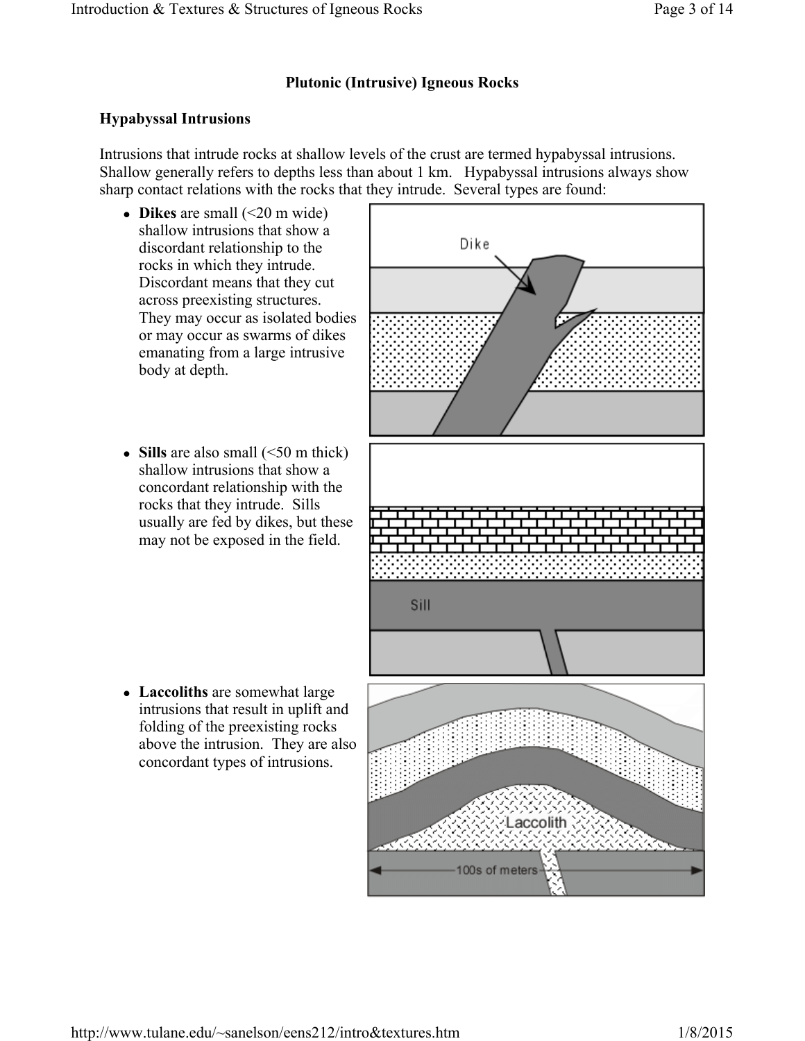## Plutonic (Intrusive) Igneous Rocks

### Hypabyssal Intrusions

Intrusions that intrude rocks at shallow levels of the crust are termed hypabyssal intrusions. Shallow generally refers to depths less than about 1 km. Hypabyssal intrusions always show sharp contact relations with the rocks that they intrude. Several types are found:

- **Dikes** are small (<20 m wide) shallow intrusions that show a discordant relationship to the rocks in which they intrude. Discordant means that they cut across preexisting structures. They may occur as isolated bodies or may occur as swarms of dikes emanating from a large intrusive body at depth.
- **Sills** are also small (<50 m thick) shallow intrusions that show a concordant relationship with the rocks that they intrude. Sills usually are fed by dikes, but these may not be exposed in the field.
- **Laccoliths** are somewhat large intrusions that result in uplift and folding of the preexisting rocks above the intrusion. They are also concordant types of intrusions.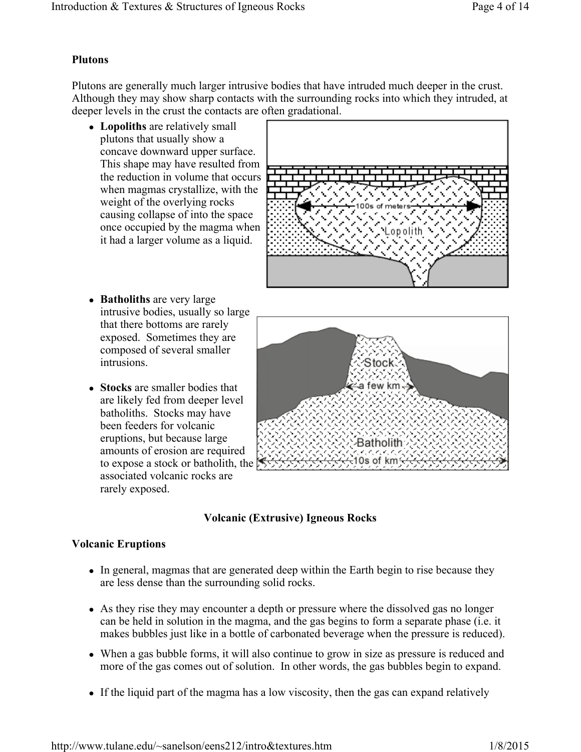### Plutons

Plutons are generally much larger intrusive bodies that have intruded much deeper in the crust. Although they may show sharp contacts with the surrounding rocks into which they intruded, at deeper levels in the crust the contacts are often gradational.

- **Lopoliths** are relatively small plutons that usually show a concave downward upper surface. This shape may have resulted from the reduction in volume that occurs when magmas crystallize, with the weight of the overlying rocks causing collapse of into the space once occupied by the magma when it had a larger volume as a liquid.

- **Batholiths** are very large intrusive bodies, usually so large that there bottoms are rarely exposed. Sometimes they are composed of several smaller intrusions.

- **Stocks** are smaller bodies that are likely fed from deeper level batholiths. Stocks may have been feeders for volcanic eruptions, but because large amounts of erosion are required to expose a stock or batholith, the associated volcanic rocks are rarely exposed.

## Volcanic (Extrusive) Igneous Rocks

### Volcanic Eruptions

- In general, magmas that are generated deep within the Earth begin to rise because they are less dense than the surrounding solid rocks.

- As they rise they may encounter a depth or pressure where the dissolved gas no longer can be held in solution in the magma, and the gas begins to form a separate phase (i.e. it makes bubbles just like in a bottle of carbonated beverage when the pressure is reduced).

- When a gas bubble forms, it will also continue to grow in size as pressure is reduced and more of the gas comes out of solution. In other words, the gas bubbles begin to expand.

- If the liquid part of the magma has a low viscosity, then the gas can expand relatively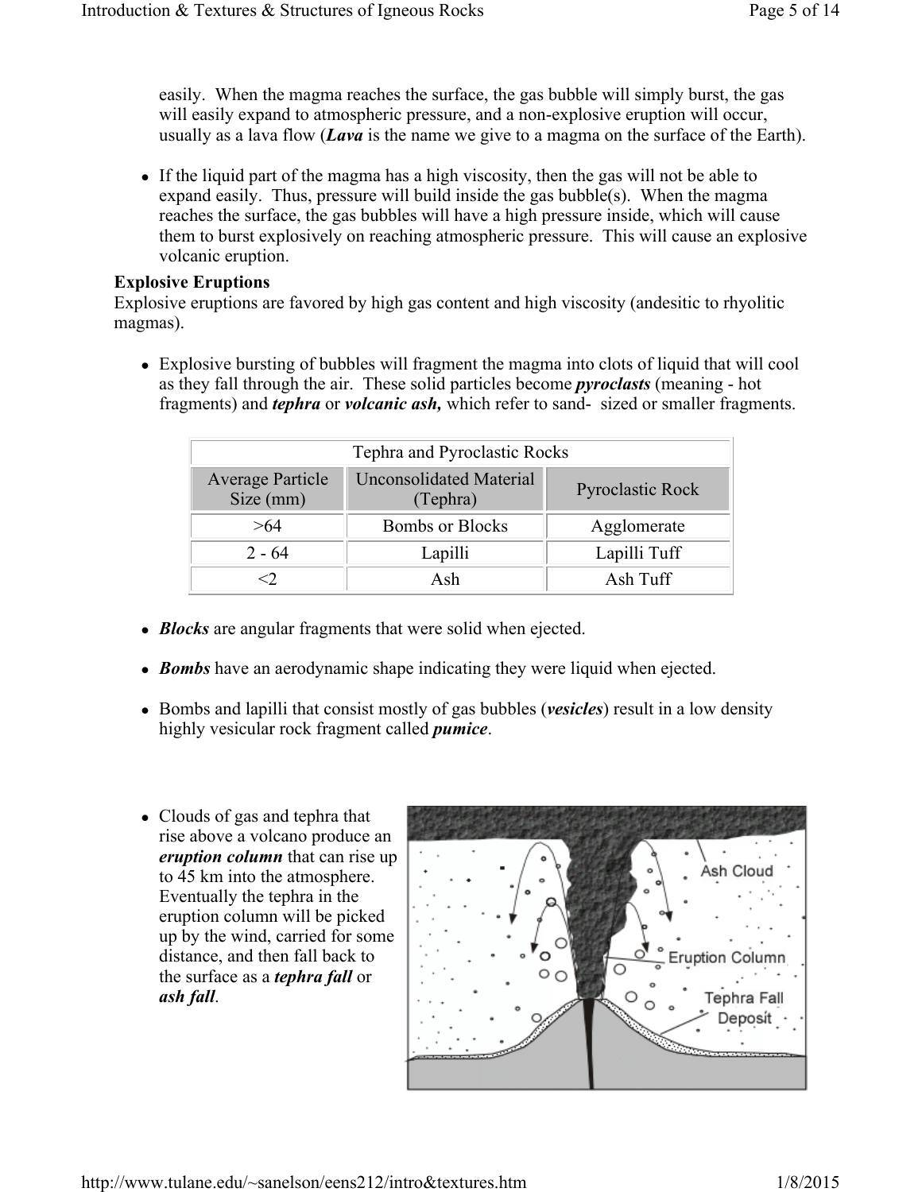easily. When the magma reaches the surface, the gas bubble will simply burst, the gas will easily expand to atmospheric pressure, and a non-explosive eruption will occur, usually as a lava flow (***Lava*** is the name we give to a magma on the surface of the Earth).

- If the liquid part of the magma has a high viscosity, then the gas will not be able to expand easily. Thus, pressure will build inside the gas bubble(s). When the magma reaches the surface, the gas bubbles will have a high pressure inside, which will cause them to burst explosively on reaching atmospheric pressure. This will cause an explosive volcanic eruption.

**Explosive Eruptions**

Explosive eruptions are favored by high gas content and high viscosity (andesitic to rhyolitic magmas).

- Explosive bursting of bubbles will fragment the magma into clots of liquid that will cool as they fall through the air. These solid particles become ***pyroclasts*** (meaning - hot fragments) and ***tephra*** or ***volcanic ash,*** which refer to sand- sized or smaller fragments.

| Tephra and Pyroclastic Rocks | | |
|---|---|---|
| Average Particle Size (mm) | Unconsolidated Material (Tephra) | Pyroclastic Rock |
| >64 | Bombs or Blocks | Agglomerate |
| 2 - 64 | Lapilli | Lapilli Tuff |
| <2 | Ash | Ash Tuff |

- ***Blocks*** are angular fragments that were solid when ejected.
- ***Bombs*** have an aerodynamic shape indicating they were liquid when ejected.
- Bombs and lapilli that consist mostly of gas bubbles (***vesicles***) result in a low density highly vesicular rock fragment called ***pumice***.

- Clouds of gas and tephra that rise above a volcano produce an ***eruption column*** that can rise up to 45 km into the atmosphere. Eventually the tephra in the eruption column will be picked up by the wind, carried for some distance, and then fall back to the surface as a ***tephra fall*** or ***ash fall***.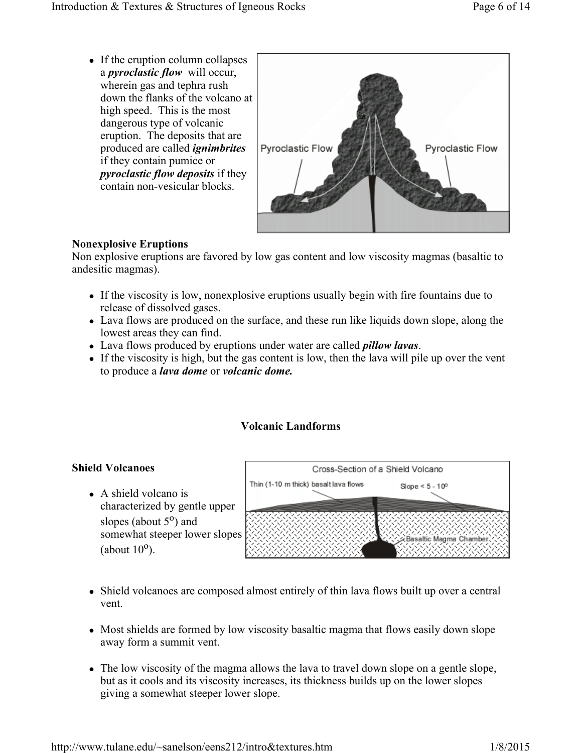- If the eruption column collapses a ***pyroclastic flow*** will occur, wherein gas and tephra rush down the flanks of the volcano at high speed. This is the most dangerous type of volcanic eruption. The deposits that are produced are called ***ignimbrites*** if they contain pumice or ***pyroclastic flow deposits*** if they contain non-vesicular blocks.

**Nonexplosive Eruptions**

Non explosive eruptions are favored by low gas content and low viscosity magmas (basaltic to andesitic magmas).

- If the viscosity is low, nonexplosive eruptions usually begin with fire fountains due to release of dissolved gases.
- Lava flows are produced on the surface, and these run like liquids down slope, along the lowest areas they can find.
- Lava flows produced by eruptions under water are called ***pillow lavas***.
- If the viscosity is high, but the gas content is low, then the lava will pile up over the vent to produce a ***lava dome*** or ***volcanic dome.***

## Volcanic Landforms

**Shield Volcanoes**

- A shield volcano is characterized by gentle upper slopes (about $5^o$) and somewhat steeper lower slopes (about $10^o$).

- Shield volcanoes are composed almost entirely of thin lava flows built up over a central vent.

- Most shields are formed by low viscosity basaltic magma that flows easily down slope away form a summit vent.

- The low viscosity of the magma allows the lava to travel down slope on a gentle slope, but as it cools and its viscosity increases, its thickness builds up on the lower slopes giving a somewhat steeper lower slope.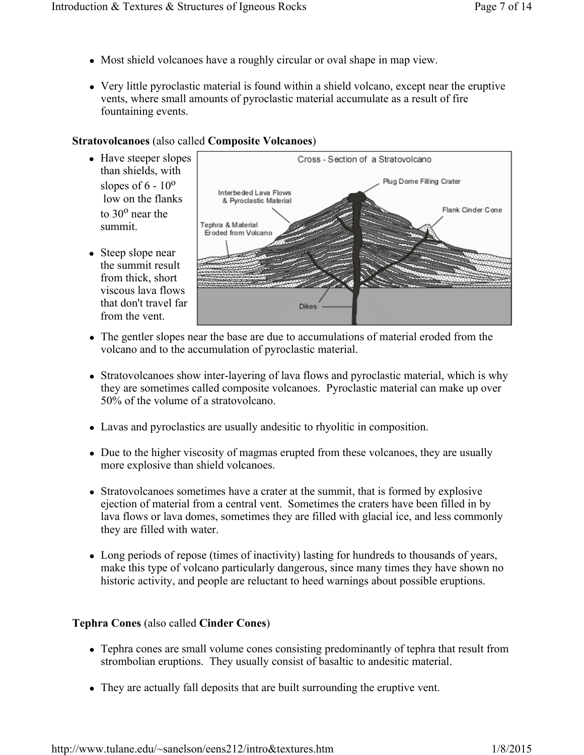- Most shield volcanoes have a roughly circular or oval shape in map view.
- Very little pyroclastic material is found within a shield volcano, except near the eruptive vents, where small amounts of pyroclastic material accumulate as a result of fire fountaining events.

**Stratovolcanoes** (also called **Composite Volcanoes**)

- Have steeper slopes than shields, with slopes of 6 - 10$^{o}$ low on the flanks to 30$^{o}$ near the summit.
- Steep slope near the summit result from thick, short viscous lava flows that don't travel far from the vent.
- The gentler slopes near the base are due to accumulations of material eroded from the volcano and to the accumulation of pyroclastic material.
- Stratovolcanoes show inter-layering of lava flows and pyroclastic material, which is why they are sometimes called composite volcanoes. Pyroclastic material can make up over 50% of the volume of a stratovolcano.
- Lavas and pyroclastics are usually andesitic to rhyolitic in composition.
- Due to the higher viscosity of magmas erupted from these volcanoes, they are usually more explosive than shield volcanoes.
- Stratovolcanoes sometimes have a crater at the summit, that is formed by explosive ejection of material from a central vent. Sometimes the craters have been filled in by lava flows or lava domes, sometimes they are filled with glacial ice, and less commonly they are filled with water.
- Long periods of repose (times of inactivity) lasting for hundreds to thousands of years, make this type of volcano particularly dangerous, since many times they have shown no historic activity, and people are reluctant to heed warnings about possible eruptions.

**Tephra Cones** (also called **Cinder Cones**)

- Tephra cones are small volume cones consisting predominantly of tephra that result from strombolian eruptions. They usually consist of basaltic to andesitic material.
- They are actually fall deposits that are built surrounding the eruptive vent.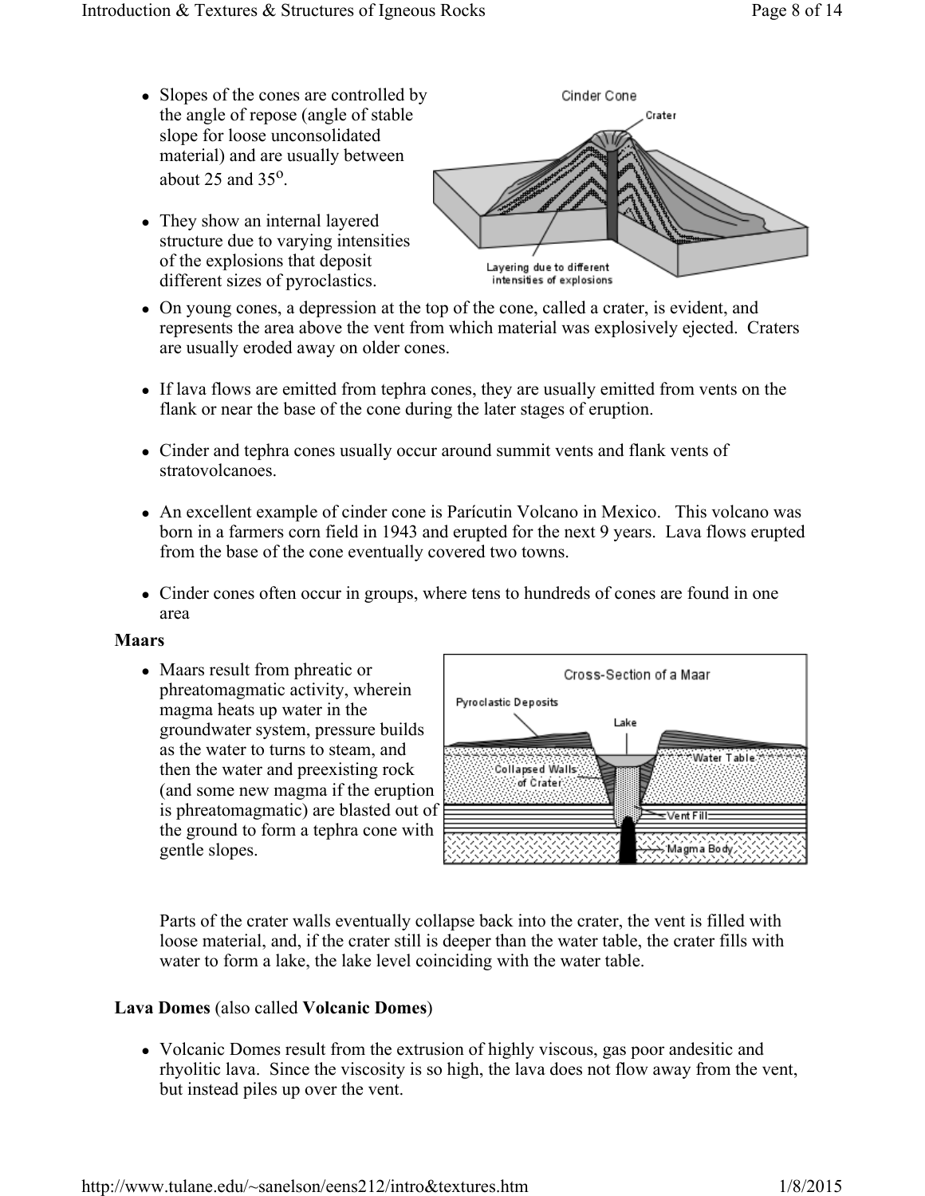- Slopes of the cones are controlled by the angle of repose (angle of stable slope for loose unconsolidated material) and are usually between about 25 and 35$^o$.
- They show an internal layered structure due to varying intensities of the explosions that deposit different sizes of pyroclastics.
- On young cones, a depression at the top of the cone, called a crater, is evident, and represents the area above the vent from which material was explosively ejected. Craters are usually eroded away on older cones.
- If lava flows are emitted from tephra cones, they are usually emitted from vents on the flank or near the base of the cone during the later stages of eruption.
- Cinder and tephra cones usually occur around summit vents and flank vents of stratovolcanoes.
- An excellent example of cinder cone is Parícutin Volcano in Mexico. This volcano was born in a farmers corn field in 1943 and erupted for the next 9 years. Lava flows erupted from the base of the cone eventually covered two towns.
- Cinder cones often occur in groups, where tens to hundreds of cones are found in one area

**Maars**

- Maars result from phreatic or phreatomagmatic activity, wherein magma heats up water in the groundwater system, pressure builds as the water to turns to steam, and then the water and preexisting rock (and some new magma if the eruption is phreatomagmatic) are blasted out of the ground to form a tephra cone with gentle slopes.

  Parts of the crater walls eventually collapse back into the crater, the vent is filled with loose material, and, if the crater still is deeper than the water table, the crater fills with water to form a lake, the lake level coinciding with the water table.

**Lava Domes** (also called **Volcanic Domes**)

- Volcanic Domes result from the extrusion of highly viscous, gas poor andesitic and rhyolitic lava. Since the viscosity is so high, the lava does not flow away from the vent, but instead piles up over the vent.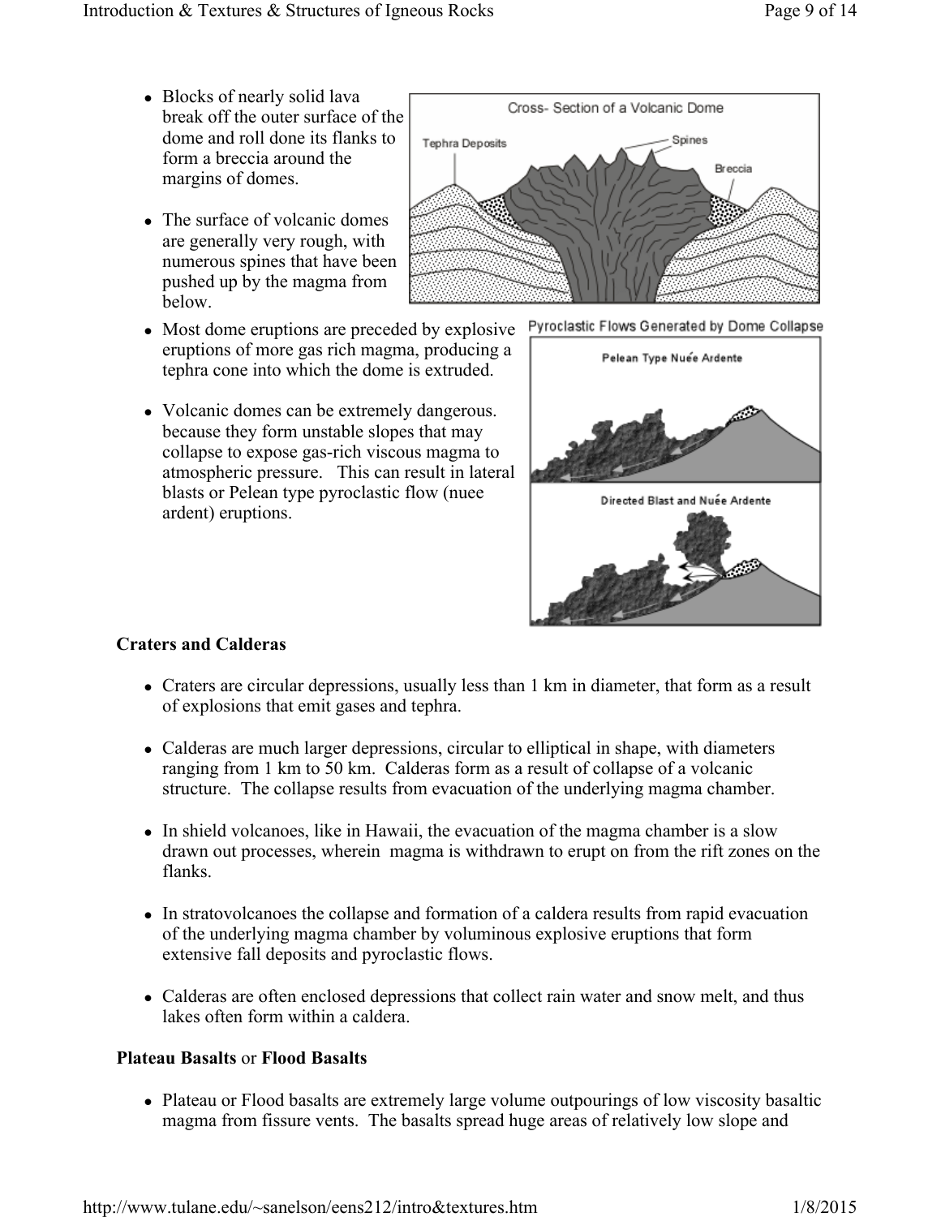- Blocks of nearly solid lava break off the outer surface of the dome and roll done its flanks to form a breccia around the margins of domes.

- The surface of volcanic domes are generally very rough, with numerous spines that have been pushed up by the magma from below.

- Most dome eruptions are preceded by explosive eruptions of more gas rich magma, producing a tephra cone into which the dome is extruded.

- Volcanic domes can be extremely dangerous. because they form unstable slopes that may collapse to expose gas-rich viscous magma to atmospheric pressure. This can result in lateral blasts or Pelean type pyroclastic flow (nuee ardent) eruptions.

**Craters and Calderas**

- Craters are circular depressions, usually less than 1 km in diameter, that form as a result of explosions that emit gases and tephra.

- Calderas are much larger depressions, circular to elliptical in shape, with diameters ranging from 1 km to 50 km. Calderas form as a result of collapse of a volcanic structure. The collapse results from evacuation of the underlying magma chamber.

- In shield volcanoes, like in Hawaii, the evacuation of the magma chamber is a slow drawn out processes, wherein magma is withdrawn to erupt on from the rift zones on the flanks.

- In stratovolcanoes the collapse and formation of a caldera results from rapid evacuation of the underlying magma chamber by voluminous explosive eruptions that form extensive fall deposits and pyroclastic flows.

- Calderas are often enclosed depressions that collect rain water and snow melt, and thus lakes often form within a caldera.

**Plateau Basalts** or **Flood Basalts**

- Plateau or Flood basalts are extremely large volume outpourings of low viscosity basaltic magma from fissure vents. The basalts spread huge areas of relatively low slope and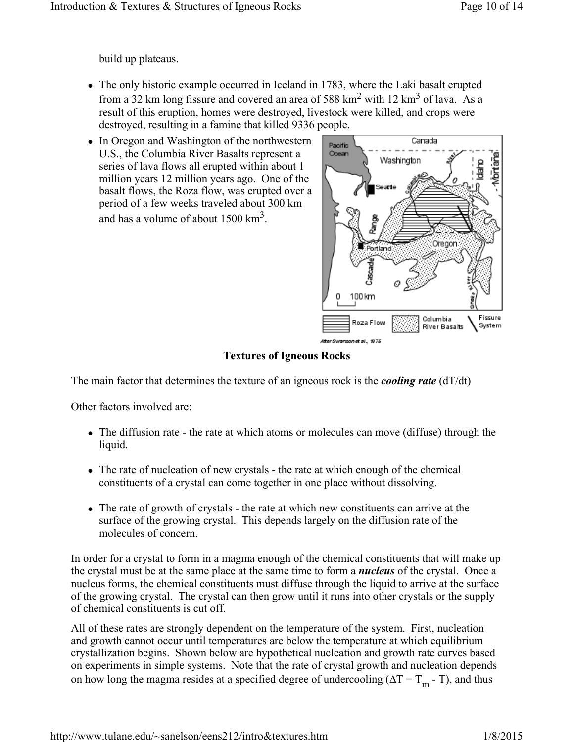build up plateaus.

- The only historic example occurred in Iceland in 1783, where the Laki basalt erupted from a 32 km long fissure and covered an area of 588 km$^2$ with 12 km$^3$ of lava. As a result of this eruption, homes were destroyed, livestock were killed, and crops were destroyed, resulting in a famine that killed 9336 people.
- In Oregon and Washington of the northwestern U.S., the Columbia River Basalts represent a series of lava flows all erupted within about 1 million years 12 million years ago. One of the basalt flows, the Roza flow, was erupted over a period of a few weeks traveled about 300 km and has a volume of about 1500 km$^3$.

## Textures of Igneous Rocks

The main factor that determines the texture of an igneous rock is the ***cooling rate*** (dT/dt)

Other factors involved are:

- The diffusion rate - the rate at which atoms or molecules can move (diffuse) through the liquid.
- The rate of nucleation of new crystals - the rate at which enough of the chemical constituents of a crystal can come together in one place without dissolving.
- The rate of growth of crystals - the rate at which new constituents can arrive at the surface of the growing crystal. This depends largely on the diffusion rate of the molecules of concern.

In order for a crystal to form in a magma enough of the chemical constituents that will make up the crystal must be at the same place at the same time to form a ***nucleus*** of the crystal. Once a nucleus forms, the chemical constituents must diffuse through the liquid to arrive at the surface of the growing crystal. The crystal can then grow until it runs into other crystals or the supply of chemical constituents is cut off.

All of these rates are strongly dependent on the temperature of the system. First, nucleation and growth cannot occur until temperatures are below the temperature at which equilibrium crystallization begins. Shown below are hypothetical nucleation and growth rate curves based on experiments in simple systems. Note that the rate of crystal growth and nucleation depends on how long the magma resides at a specified degree of undercooling ($\Delta T = T_m - T$), and thus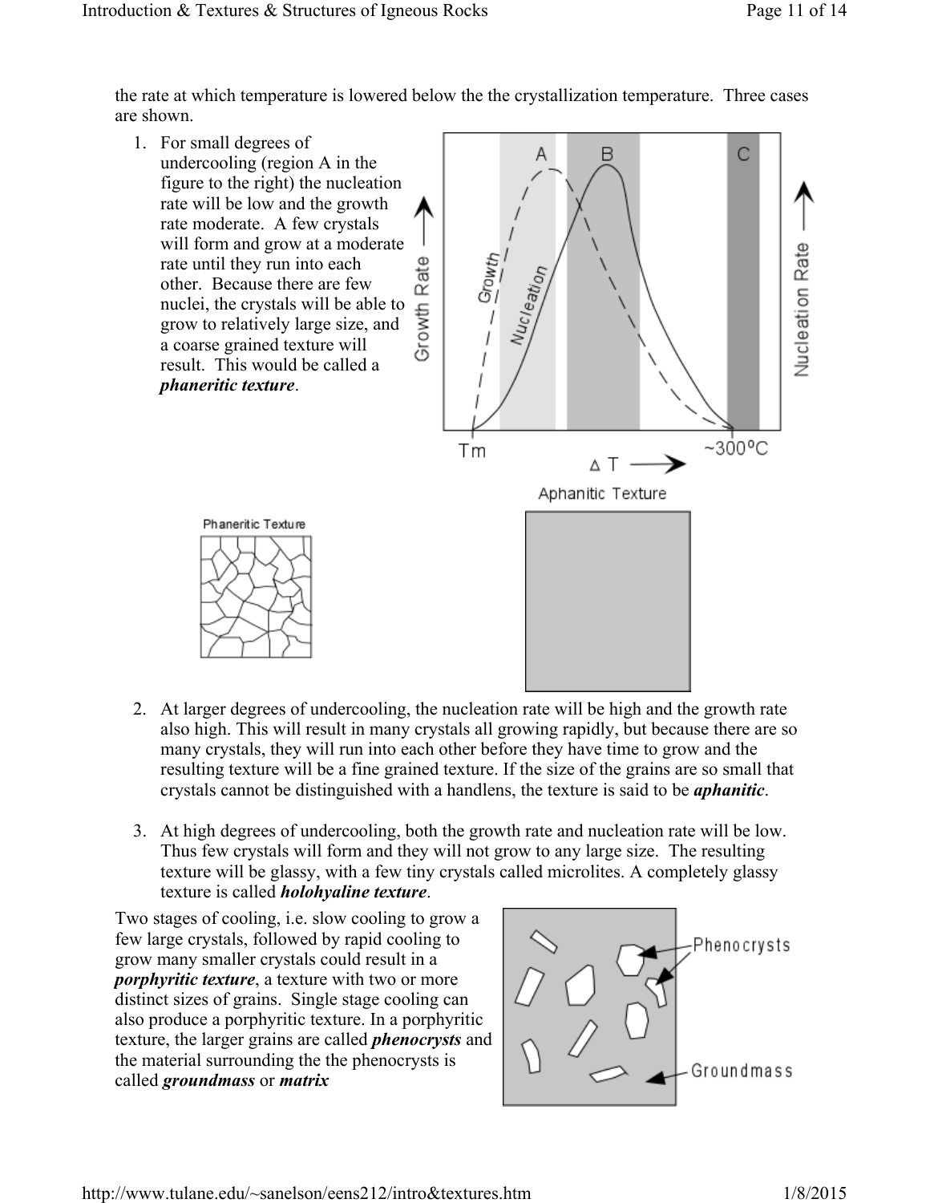the rate at which temperature is lowered below the the crystallization temperature. Three cases are shown.

1. For small degrees of undercooling (region A in the figure to the right) the nucleation rate will be low and the growth rate moderate. A few crystals will form and grow at a moderate rate until they run into each other. Because there are few nuclei, the crystals will be able to grow to relatively large size, and a coarse grained texture will result. This would be called a ***phaneritic texture***.

2. At larger degrees of undercooling, the nucleation rate will be high and the growth rate also high. This will result in many crystals all growing rapidly, but because there are so many crystals, they will run into each other before they have time to grow and the resulting texture will be a fine grained texture. If the size of the grains are so small that crystals cannot be distinguished with a handlens, the texture is said to be ***aphanitic***.

3. At high degrees of undercooling, both the growth rate and nucleation rate will be low. Thus few crystals will form and they will not grow to any large size. The resulting texture will be glassy, with a few tiny crystals called microlites. A completely glassy texture is called ***holohyaline texture***.

Two stages of cooling, i.e. slow cooling to grow a few large crystals, followed by rapid cooling to grow many smaller crystals could result in a ***porphyritic texture***, a texture with two or more distinct sizes of grains. Single stage cooling can also produce a porphyritic texture. In a porphyritic texture, the larger grains are called ***phenocrysts*** and the material surrounding the the phenocrysts is called ***groundmass*** or ***matrix***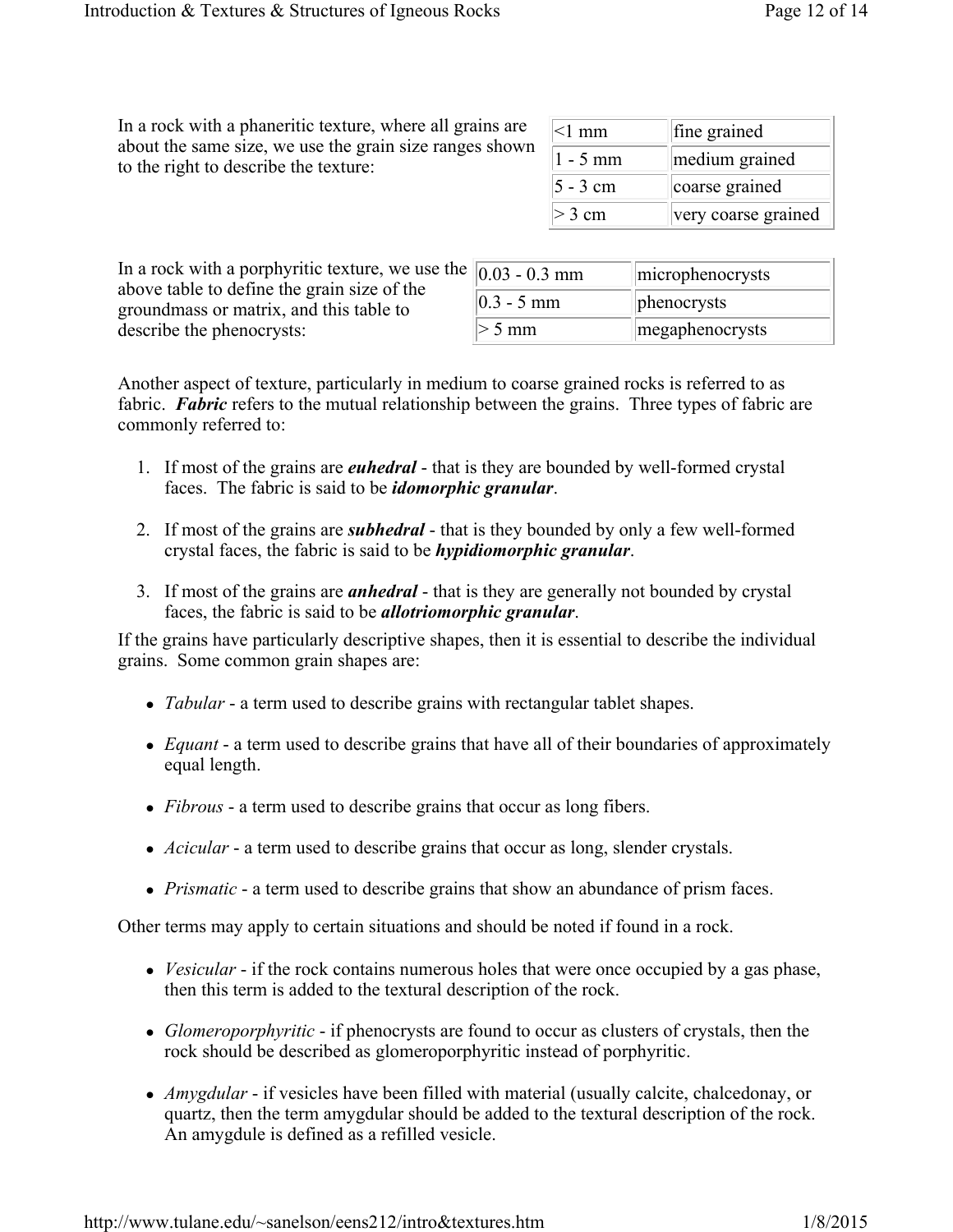In a rock with a phaneritic texture, where all grains are about the same size, we use the grain size ranges shown to the right to describe the texture:

| | |
|---|---|
| <1 mm | fine grained |
| 1 - 5 mm | medium grained |
| 5 - 3 cm | coarse grained |
| > 3 cm | very coarse grained |

In a rock with a porphyritic texture, we use the above table to define the grain size of the groundmass or matrix, and this table to describe the phenocrysts:

| | |
|---|---|
| 0.03 - 0.3 mm | microphenocrysts |
| 0.3 - 5 mm | phenocrysts |
| > 5 mm | megaphenocrysts |

Another aspect of texture, particularly in medium to coarse grained rocks is referred to as fabric. ***Fabric*** refers to the mutual relationship between the grains. Three types of fabric are commonly referred to:

1. If most of the grains are ***euhedral*** - that is they are bounded by well-formed crystal faces. The fabric is said to be ***idomorphic granular***.

2. If most of the grains are ***subhedral*** - that is they bounded by only a few well-formed crystal faces, the fabric is said to be ***hypidiomorphic granular***.

3. If most of the grains are ***anhedral*** - that is they are generally not bounded by crystal faces, the fabric is said to be ***allotriomorphic granular***.

If the grains have particularly descriptive shapes, then it is essential to describe the individual grains. Some common grain shapes are:

- *Tabular* - a term used to describe grains with rectangular tablet shapes.
- *Equant* - a term used to describe grains that have all of their boundaries of approximately equal length.
- *Fibrous* - a term used to describe grains that occur as long fibers.
- *Acicular* - a term used to describe grains that occur as long, slender crystals.
- *Prismatic* - a term used to describe grains that show an abundance of prism faces.

Other terms may apply to certain situations and should be noted if found in a rock.

- *Vesicular* - if the rock contains numerous holes that were once occupied by a gas phase, then this term is added to the textural description of the rock.
- *Glomeroporphyritic* - if phenocrysts are found to occur as clusters of crystals, then the rock should be described as glomeroporphyritic instead of porphyritic.
- *Amygdular* - if vesicles have been filled with material (usually calcite, chalcedonay, or quartz, then the term amygdular should be added to the textural description of the rock. An amygdule is defined as a refilled vesicle.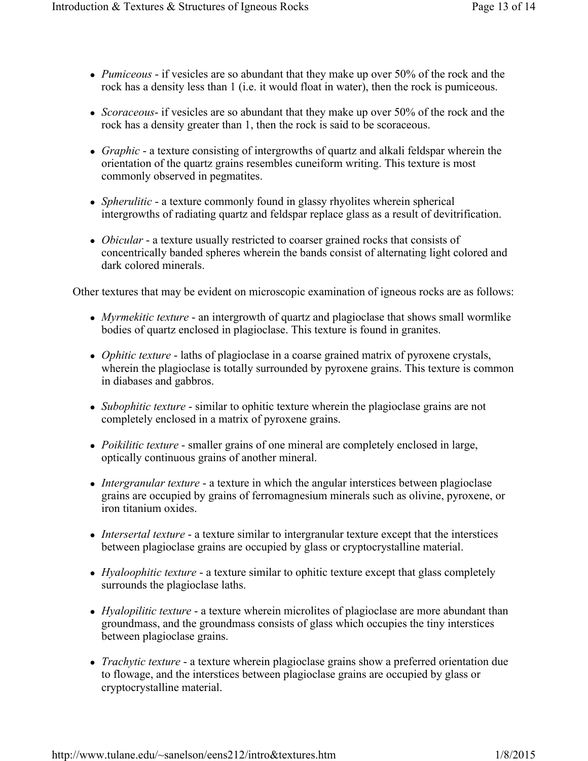- *Pumiceous* - if vesicles are so abundant that they make up over 50% of the rock and the rock has a density less than 1 (i.e. it would float in water), then the rock is pumiceous.

- *Scoraceous*- if vesicles are so abundant that they make up over 50% of the rock and the rock has a density greater than 1, then the rock is said to be scoraceous.

- *Graphic* - a texture consisting of intergrowths of quartz and alkali feldspar wherein the orientation of the quartz grains resembles cuneiform writing. This texture is most commonly observed in pegmatites.

- *Spherulitic* - a texture commonly found in glassy rhyolites wherein spherical intergrowths of radiating quartz and feldspar replace glass as a result of devitrification.

- *Obicular* - a texture usually restricted to coarser grained rocks that consists of concentrically banded spheres wherein the bands consist of alternating light colored and dark colored minerals.

Other textures that may be evident on microscopic examination of igneous rocks are as follows:

- *Myrmekitic texture* - an intergrowth of quartz and plagioclase that shows small wormlike bodies of quartz enclosed in plagioclase. This texture is found in granites.

- *Ophitic texture* - laths of plagioclase in a coarse grained matrix of pyroxene crystals, wherein the plagioclase is totally surrounded by pyroxene grains. This texture is common in diabases and gabbros.

- *Subophitic texture* - similar to ophitic texture wherein the plagioclase grains are not completely enclosed in a matrix of pyroxene grains.

- *Poikilitic texture* - smaller grains of one mineral are completely enclosed in large, optically continuous grains of another mineral.

- *Intergranular texture* - a texture in which the angular interstices between plagioclase grains are occupied by grains of ferromagnesium minerals such as olivine, pyroxene, or iron titanium oxides.

- *Intersertal texture* - a texture similar to intergranular texture except that the interstices between plagioclase grains are occupied by glass or cryptocrystalline material.

- *Hyaloophitic texture* - a texture similar to ophitic texture except that glass completely surrounds the plagioclase laths.

- *Hyalopilitic texture* - a texture wherein microlites of plagioclase are more abundant than groundmass, and the groundmass consists of glass which occupies the tiny interstices between plagioclase grains.

- *Trachytic texture* - a texture wherein plagioclase grains show a preferred orientation due to flowage, and the interstices between plagioclase grains are occupied by glass or cryptocrystalline material.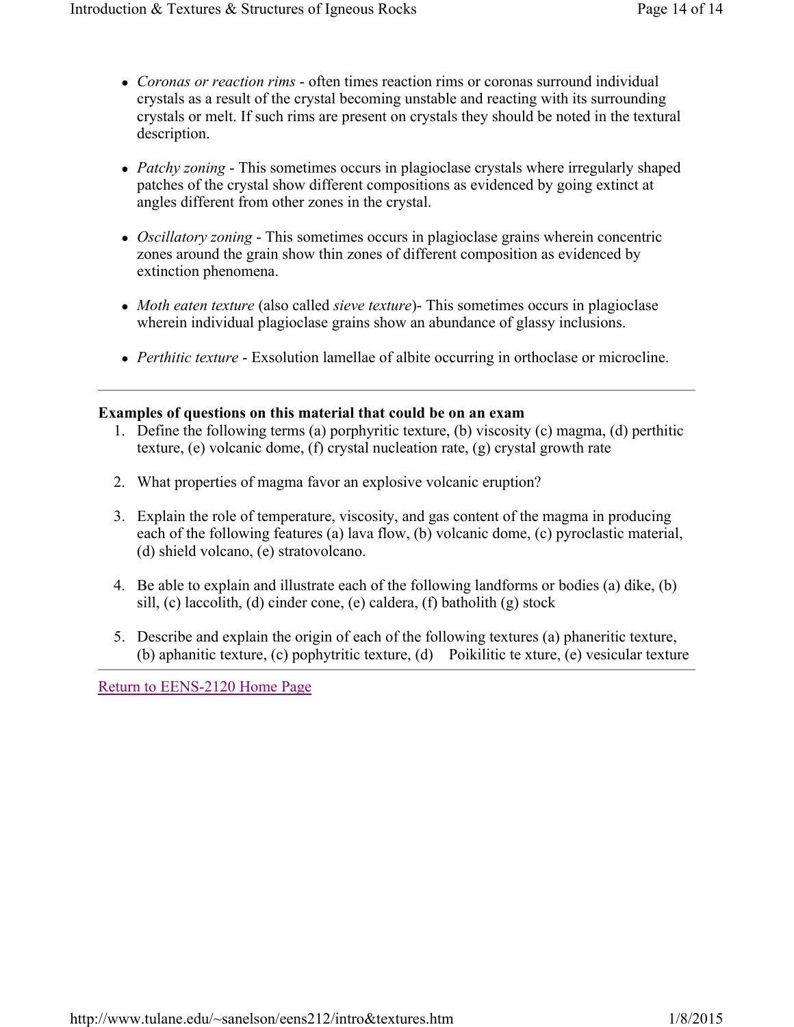- *Coronas or reaction rims* - often times reaction rims or coronas surround individual crystals as a result of the crystal becoming unstable and reacting with its surrounding crystals or melt. If such rims are present on crystals they should be noted in the textural description.
- *Patchy zoning* - This sometimes occurs in plagioclase crystals where irregularly shaped patches of the crystal show different compositions as evidenced by going extinct at angles different from other zones in the crystal.
- *Oscillatory zoning* - This sometimes occurs in plagioclase grains wherein concentric zones around the grain show thin zones of different composition as evidenced by extinction phenomena.
- *Moth eaten texture* (also called *sieve texture*)- This sometimes occurs in plagioclase wherein individual plagioclase grains show an abundance of glassy inclusions.
- *Perthitic texture* - Exsolution lamellae of albite occurring in orthoclase or microcline.

---

**Examples of questions on this material that could be on an exam**

1. Define the following terms (a) porphyritic texture, (b) viscosity (c) magma, (d) perthitic texture, (e) volcanic dome, (f) crystal nucleation rate, (g) crystal growth rate
2. What properties of magma favor an explosive volcanic eruption?
3. Explain the role of temperature, viscosity, and gas content of the magma in producing each of the following features (a) lava flow, (b) volcanic dome, (c) pyroclastic material, (d) shield volcano, (e) stratovolcano.
4. Be able to explain and illustrate each of the following landforms or bodies (a) dike, (b) sill, (c) laccolith, (d) cinder cone, (e) caldera, (f) batholith (g) stock
5. Describe and explain the origin of each of the following textures (a) phaneritic texture, (b) aphanitic texture, (c) pophytritic texture, (d) Poikilitic te xture, (e) vesicular texture

---

Return to EENS-2120 Home Page